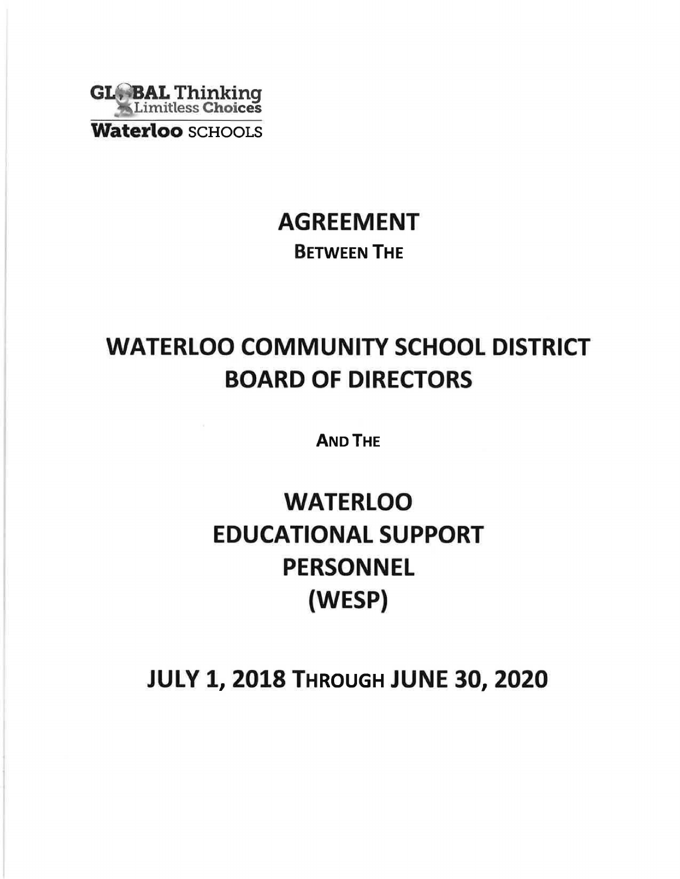GLOBAL Thinking
Limitless Choices

**Waterloo** SCHOOLS

# AGREEMENT

**BETWEEN THE**

# WATERLOO COMMUNITY SCHOOL DISTRICT BOARD OF DIRECTORS

**AND THE**

# WATERLOO EDUCATIONAL SUPPORT PERSONNEL (WESP)

## JULY 1, 2018 THROUGH JUNE 30, 2020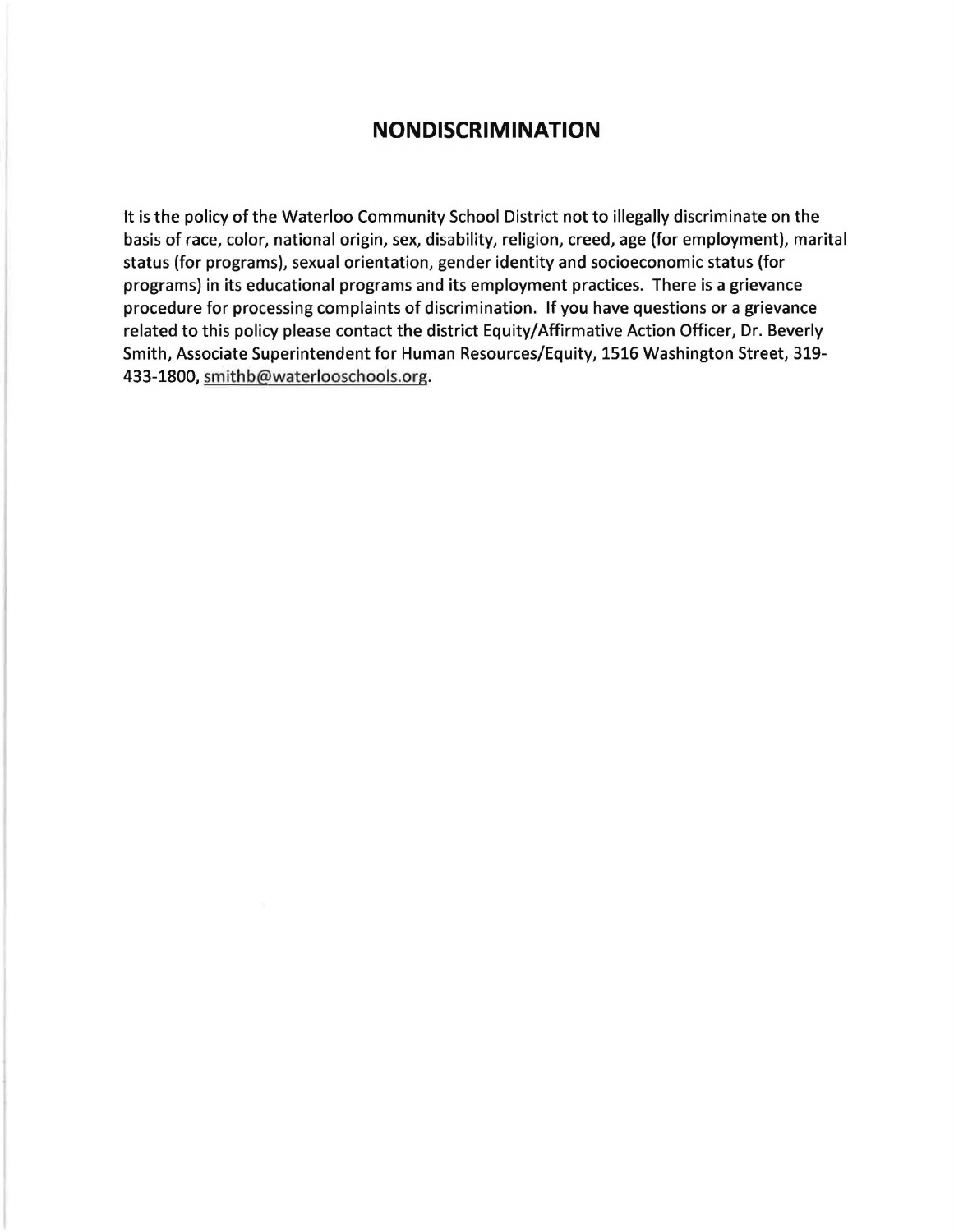# NONDISCRIMINATION

It is the policy of the Waterloo Community School District not to illegally discriminate on the basis of race, color, national origin, sex, disability, religion, creed, age (for employment), marital status (for programs), sexual orientation, gender identity and socioeconomic status (for programs) in its educational programs and its employment practices. There is a grievance procedure for processing complaints of discrimination. If you have questions or a grievance related to this policy please contact the district Equity/Affirmative Action Officer, Dr. Beverly Smith, Associate Superintendent for Human Resources/Equity, 1516 Washington Street, 319-433-1800, smithb@waterlooschools.org.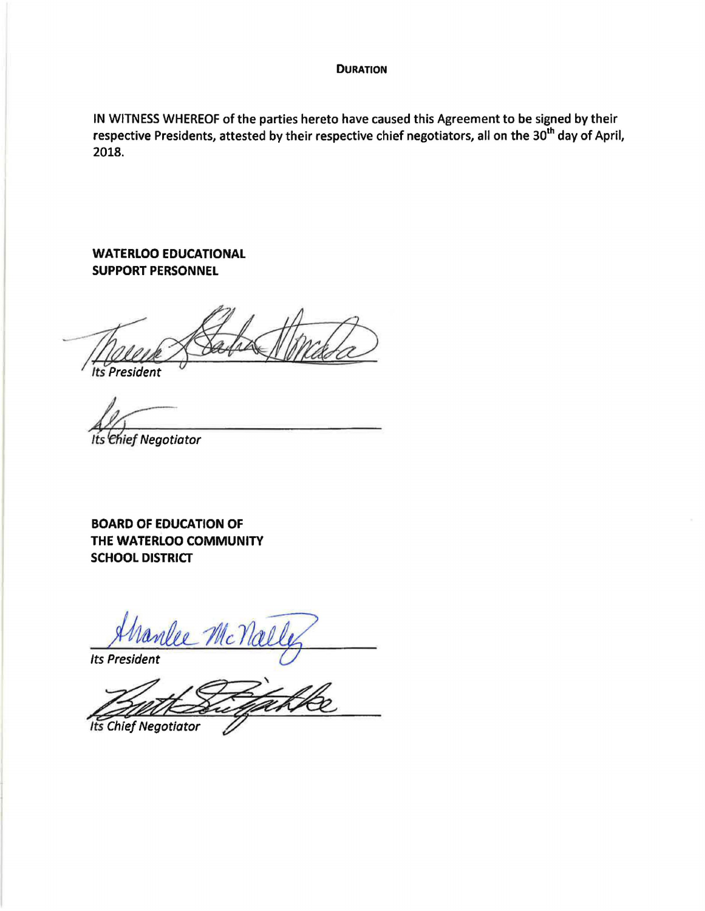**DURATION**

IN WITNESS WHEREOF of the parties hereto have caused this Agreement to be signed by their respective Presidents, attested by their respective chief negotiators, all on the 30th day of April, 2018.

**WATERLOO EDUCATIONAL SUPPORT PERSONNEL**

*Its President*

*Its Chief Negotiator*

**BOARD OF EDUCATION OF THE WATERLOO COMMUNITY SCHOOL DISTRICT**

*Its President*

*Its Chief Negotiator*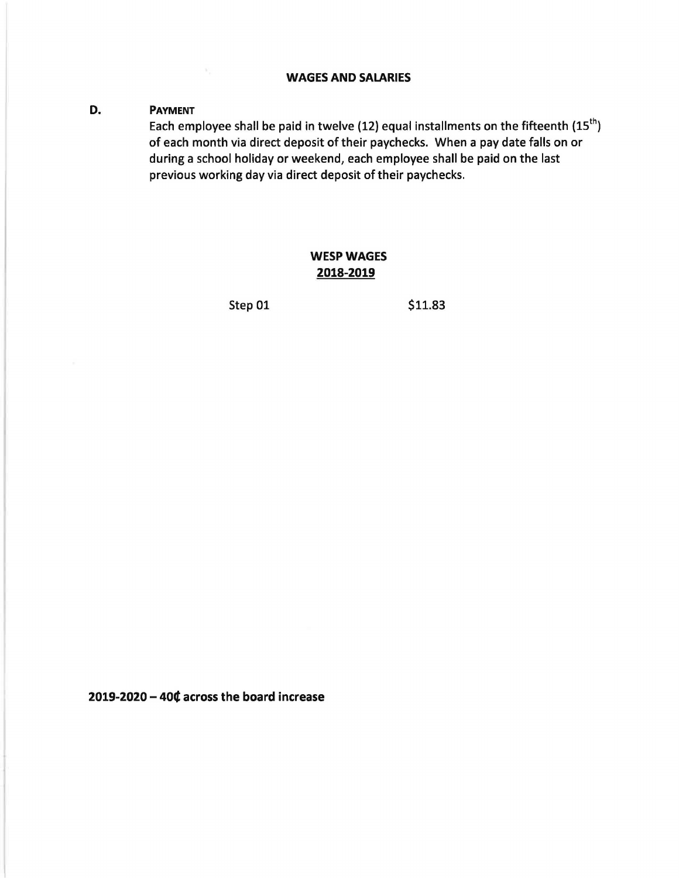## WAGES AND SALARIES

**D. PAYMENT**

**Each employee shall be paid in twelve (12) equal installments on the fifteenth (15th) of each month via direct deposit of their paychecks. When a pay date falls on or during a school holiday or weekend, each employee shall be paid on the last previous working day via direct deposit of their paychecks.**

### WESP WAGES

**2018-2019**

| | |
|---|---|
| Step 01 | $11.83 |

**2019-2020 – 40¢ across the board increase**